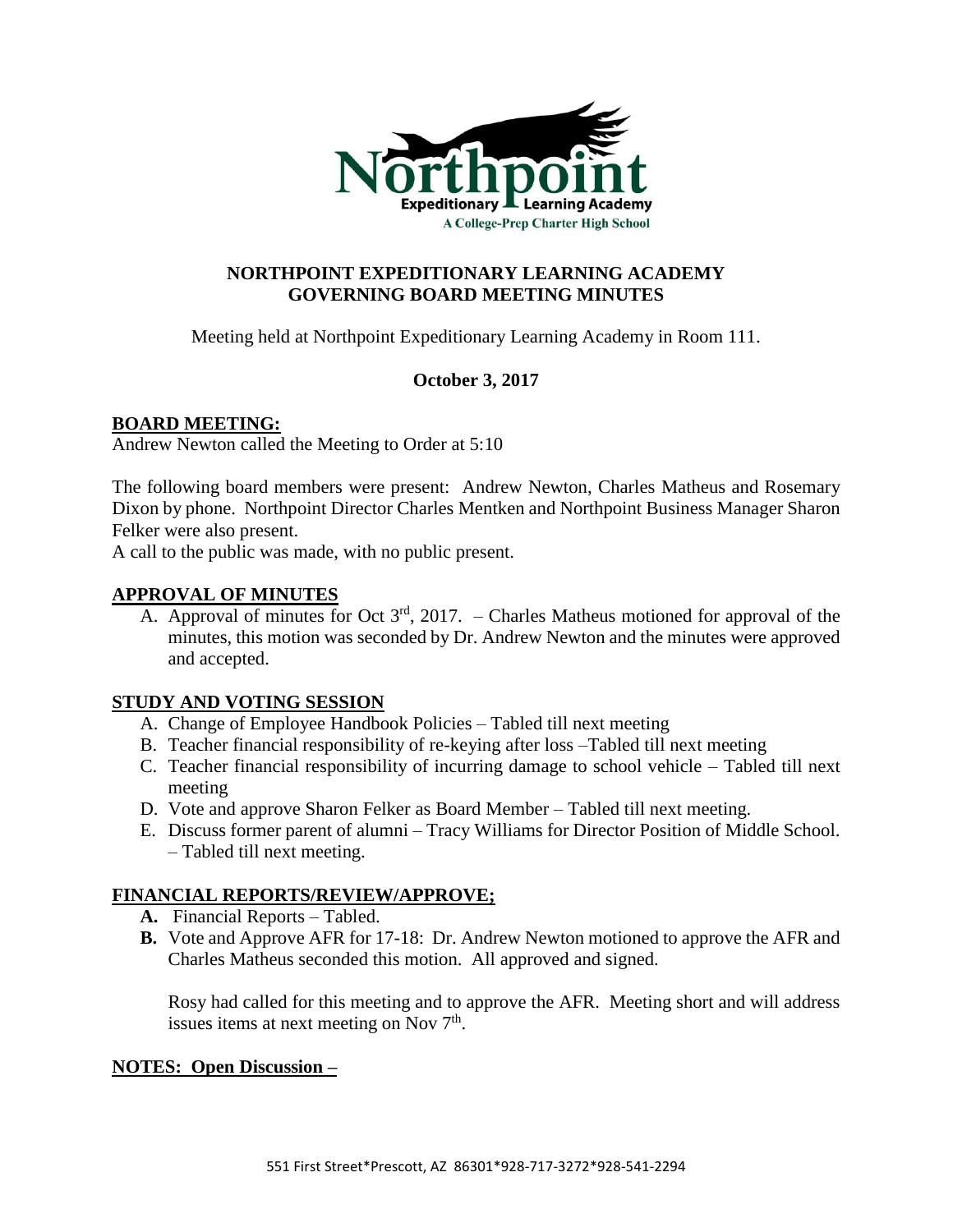# NORTHPOINT EXPEDITIONARY LEARNING ACADEMY
# GOVERNING BOARD MEETING MINUTES

Meeting held at Northpoint Expeditionary Learning Academy in Room 111.

**October 3, 2017**

## BOARD MEETING:

Andrew Newton called the Meeting to Order at 5:10

The following board members were present: Andrew Newton, Charles Matheus and Rosemary Dixon by phone. Northpoint Director Charles Mentken and Northpoint Business Manager Sharon Felker were also present.

A call to the public was made, with no public present.

## APPROVAL OF MINUTES

A. Approval of minutes for Oct 3rd, 2017. – Charles Matheus motioned for approval of the minutes, this motion was seconded by Dr. Andrew Newton and the minutes were approved and accepted.

## STUDY AND VOTING SESSION

A. Change of Employee Handbook Policies – Tabled till next meeting
B. Teacher financial responsibility of re-keying after loss –Tabled till next meeting
C. Teacher financial responsibility of incurring damage to school vehicle – Tabled till next meeting
D. Vote and approve Sharon Felker as Board Member – Tabled till next meeting.
E. Discuss former parent of alumni – Tracy Williams for Director Position of Middle School. – Tabled till next meeting.

## FINANCIAL REPORTS/REVIEW/APPROVE;

**A.** Financial Reports – Tabled.

**B.** Vote and Approve AFR for 17-18: Dr. Andrew Newton motioned to approve the AFR and Charles Matheus seconded this motion. All approved and signed.

Rosy had called for this meeting and to approve the AFR. Meeting short and will address issues items at next meeting on Nov 7th.

## NOTES: Open Discussion –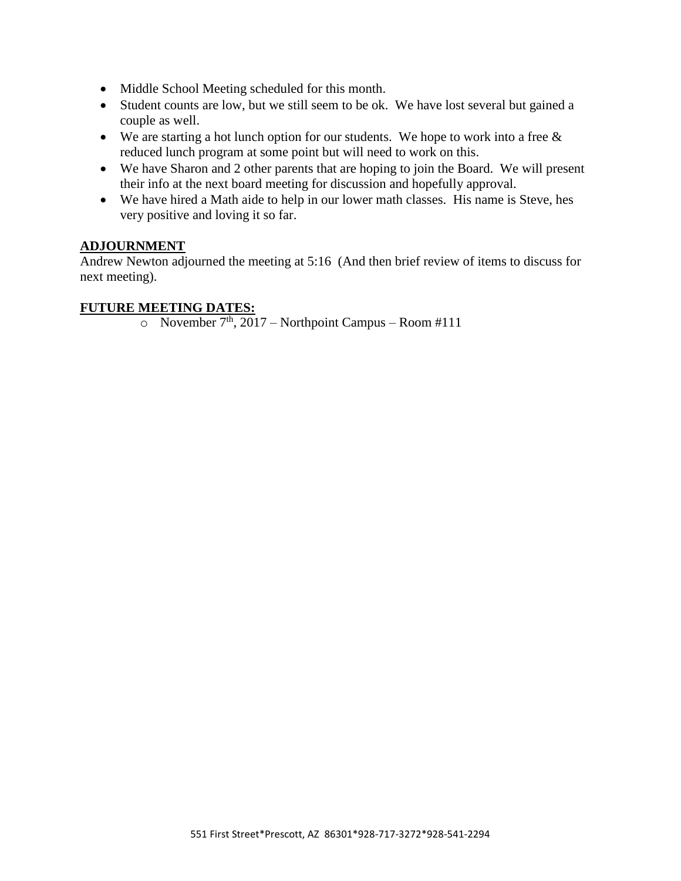- Middle School Meeting scheduled for this month.
- Student counts are low, but we still seem to be ok. We have lost several but gained a couple as well.
- We are starting a hot lunch option for our students. We hope to work into a free & reduced lunch program at some point but will need to work on this.
- We have Sharon and 2 other parents that are hoping to join the Board. We will present their info at the next board meeting for discussion and hopefully approval.
- We have hired a Math aide to help in our lower math classes. His name is Steve, hes very positive and loving it so far.

**ADJOURNMENT**

Andrew Newton adjourned the meeting at 5:16 (And then brief review of items to discuss for next meeting).

**FUTURE MEETING DATES:**

- November 7th, 2017 – Northpoint Campus – Room #111

551 First Street*Prescott, AZ 86301*928-717-3272*928-541-2294